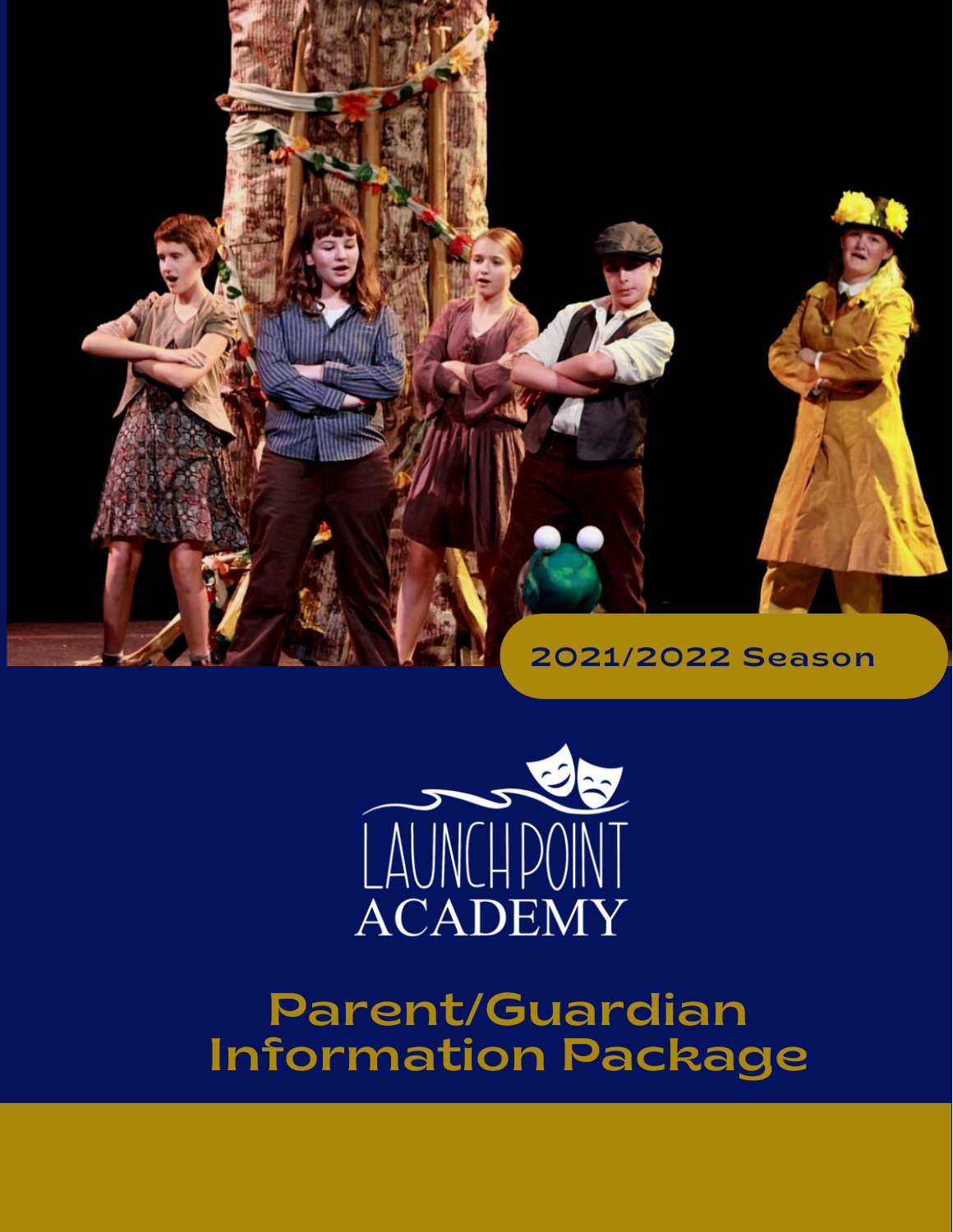2021/2022 Season

LAUNCH POINT ACADEMY

# Parent/Guardian Information Package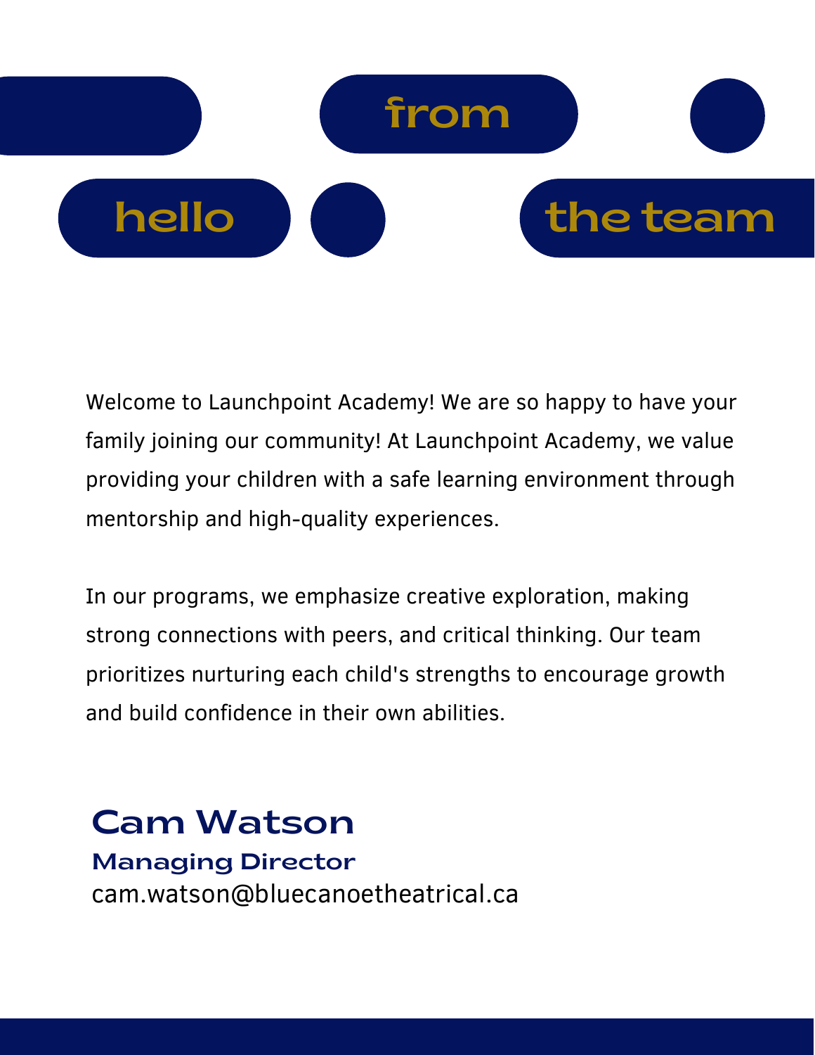# hello from the team

Welcome to Launchpoint Academy! We are so happy to have your family joining our community! At Launchpoint Academy, we value providing your children with a safe learning environment through mentorship and high-quality experiences.

In our programs, we emphasize creative exploration, making strong connections with peers, and critical thinking. Our team prioritizes nurturing each child's strengths to encourage growth and build confidence in their own abilities.

## Cam Watson

**Managing Director**

cam.watson@bluecanoetheatrical.ca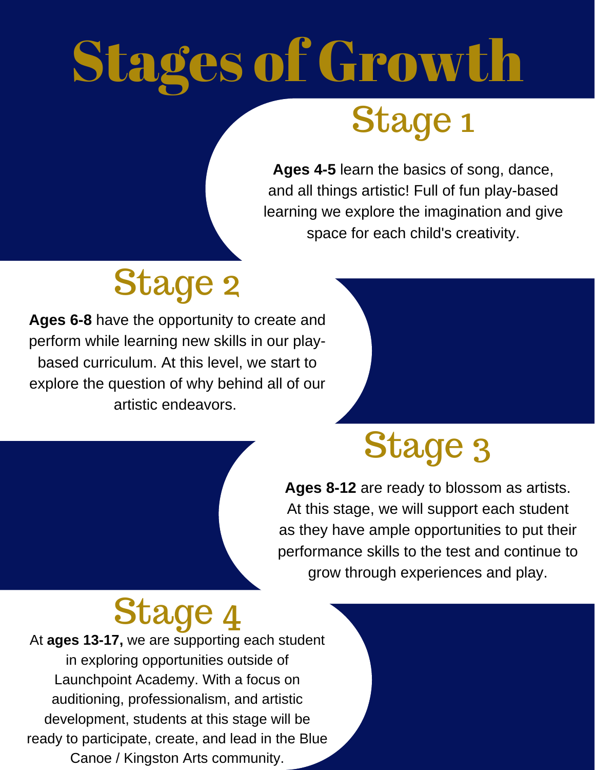# Stages of Growth

## Stage 1

**Ages 4-5** learn the basics of song, dance, and all things artistic! Full of fun play-based learning we explore the imagination and give space for each child's creativity.

## Stage 2

**Ages 6-8** have the opportunity to create and perform while learning new skills in our play-based curriculum. At this level, we start to explore the question of why behind all of our artistic endeavors.

## Stage 3

**Ages 8-12** are ready to blossom as artists. At this stage, we will support each student as they have ample opportunities to put their performance skills to the test and continue to grow through experiences and play.

## Stage 4

At **ages 13-17,** we are supporting each student in exploring opportunities outside of Launchpoint Academy. With a focus on auditioning, professionalism, and artistic development, students at this stage will be ready to participate, create, and lead in the Blue Canoe / Kingston Arts community.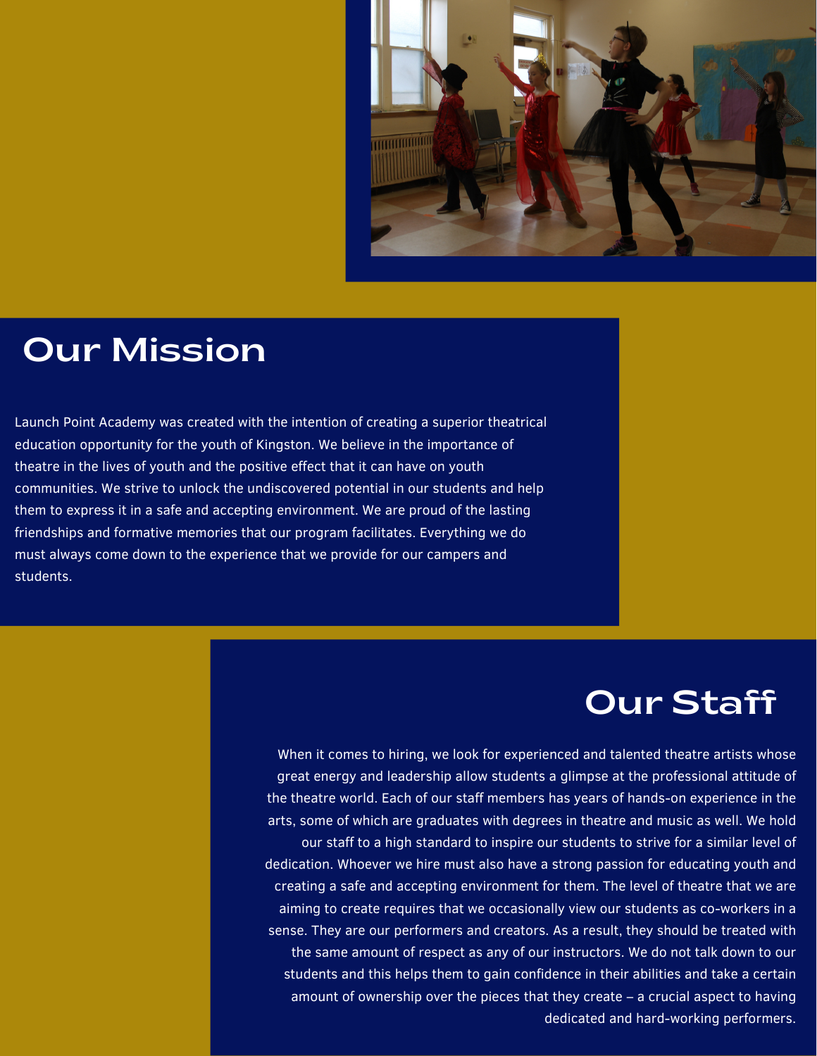## Our Mission

Launch Point Academy was created with the intention of creating a superior theatrical education opportunity for the youth of Kingston. We believe in the importance of theatre in the lives of youth and the positive effect that it can have on youth communities. We strive to unlock the undiscovered potential in our students and help them to express it in a safe and accepting environment. We are proud of the lasting friendships and formative memories that our program facilitates. Everything we do must always come down to the experience that we provide for our campers and students.

## Our Staff

When it comes to hiring, we look for experienced and talented theatre artists whose great energy and leadership allow students a glimpse at the professional attitude of the theatre world. Each of our staff members has years of hands-on experience in the arts, some of which are graduates with degrees in theatre and music as well. We hold our staff to a high standard to inspire our students to strive for a similar level of dedication. Whoever we hire must also have a strong passion for educating youth and creating a safe and accepting environment for them. The level of theatre that we are aiming to create requires that we occasionally view our students as co-workers in a sense. They are our performers and creators. As a result, they should be treated with the same amount of respect as any of our instructors. We do not talk down to our students and this helps them to gain confidence in their abilities and take a certain amount of ownership over the pieces that they create – a crucial aspect to having dedicated and hard-working performers.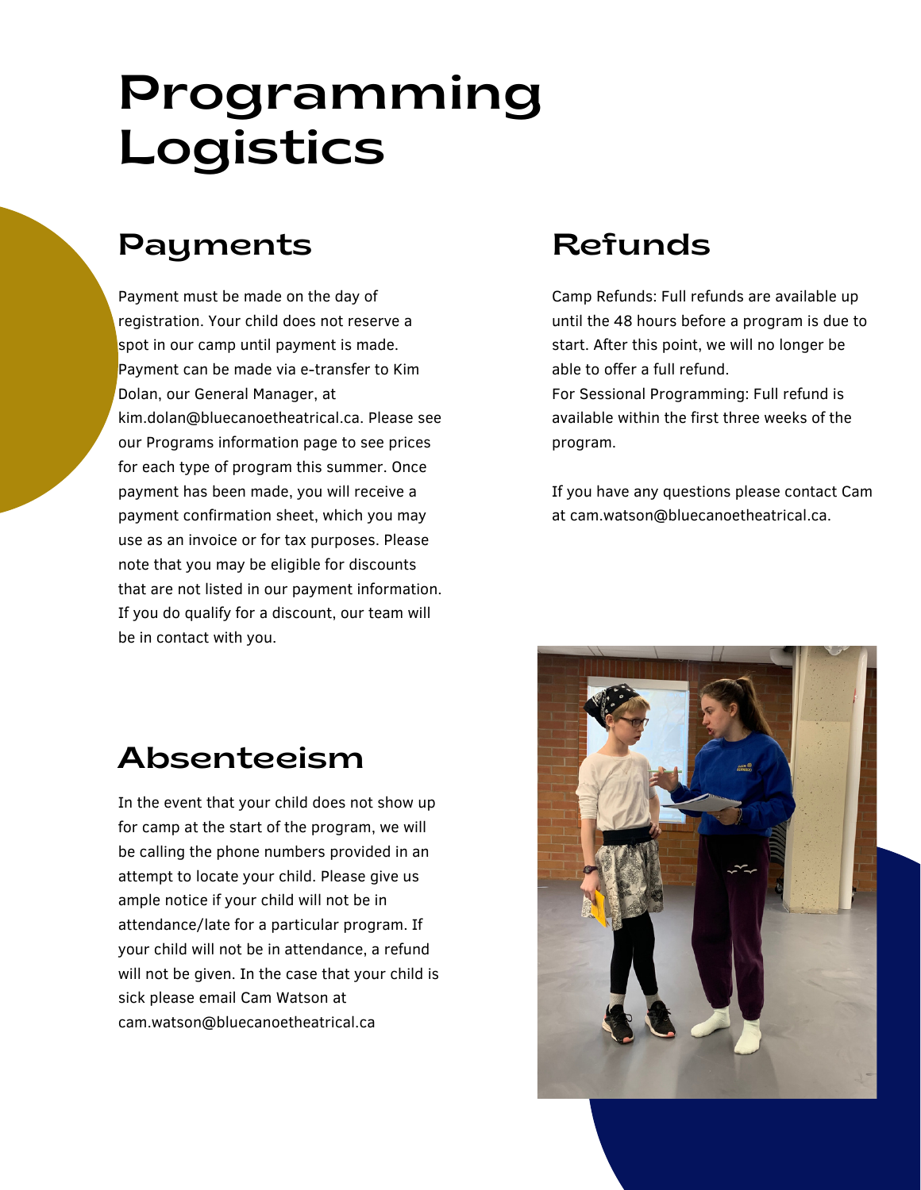# Programming Logistics

## Payments

Payment must be made on the day of registration. Your child does not reserve a spot in our camp until payment is made. Payment can be made via e-transfer to Kim Dolan, our General Manager, at kim.dolan@bluecanoetheatrical.ca. Please see our Programs information page to see prices for each type of program this summer. Once payment has been made, you will receive a payment confirmation sheet, which you may use as an invoice or for tax purposes. Please note that you may be eligible for discounts that are not listed in our payment information. If you do qualify for a discount, our team will be in contact with you.

## Refunds

Camp Refunds: Full refunds are available up until the 48 hours before a program is due to start. After this point, we will no longer be able to offer a full refund.
For Sessional Programming: Full refund is available within the first three weeks of the program.

If you have any questions please contact Cam at cam.watson@bluecanoetheatrical.ca.

## Absenteeism

In the event that your child does not show up for camp at the start of the program, we will be calling the phone numbers provided in an attempt to locate your child. Please give us ample notice if your child will not be in attendance/late for a particular program. If your child will not be in attendance, a refund will not be given. In the case that your child is sick please email Cam Watson at cam.watson@bluecanoetheatrical.ca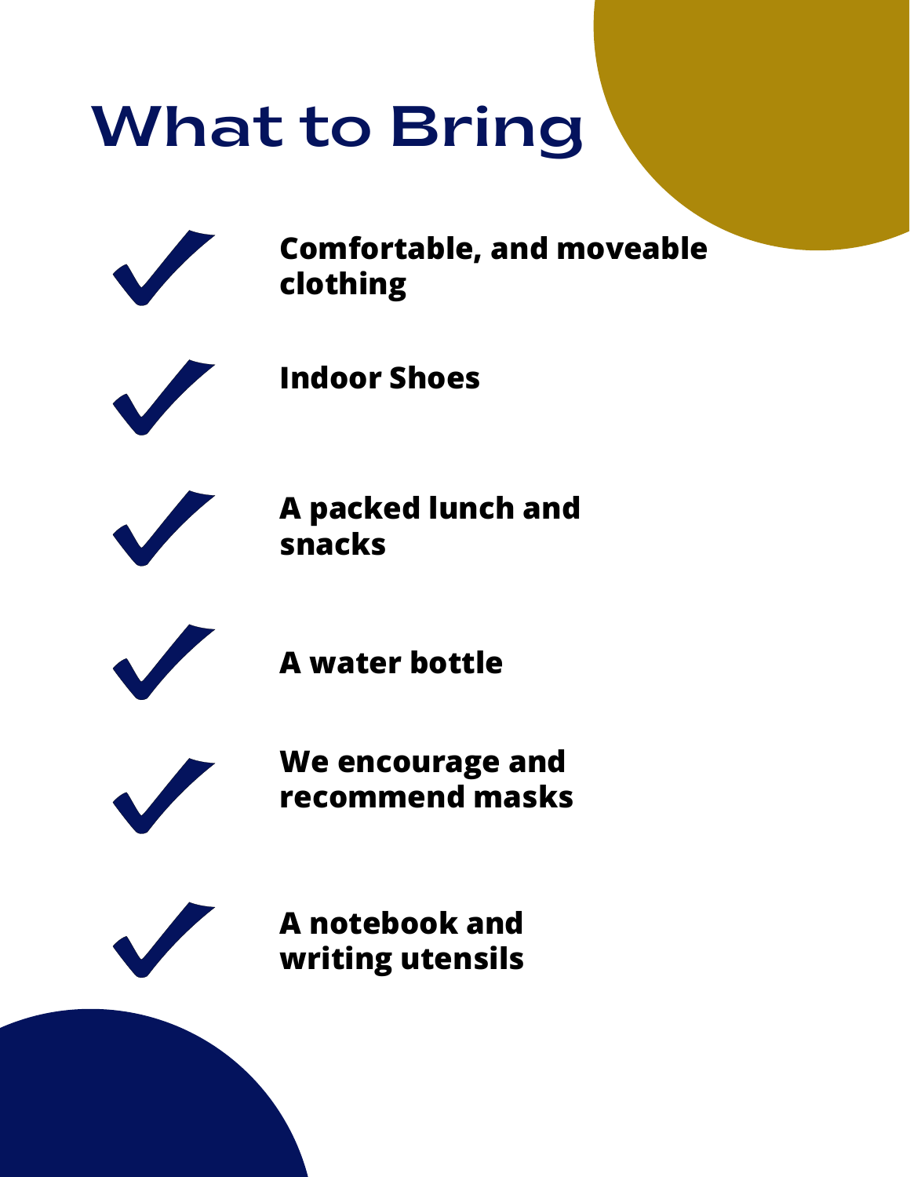# What to Bring

- **Comfortable, and moveable clothing**
- **Indoor Shoes**
- **A packed lunch and snacks**
- **A water bottle**
- **We encourage and recommend masks**
- **A notebook and writing utensils**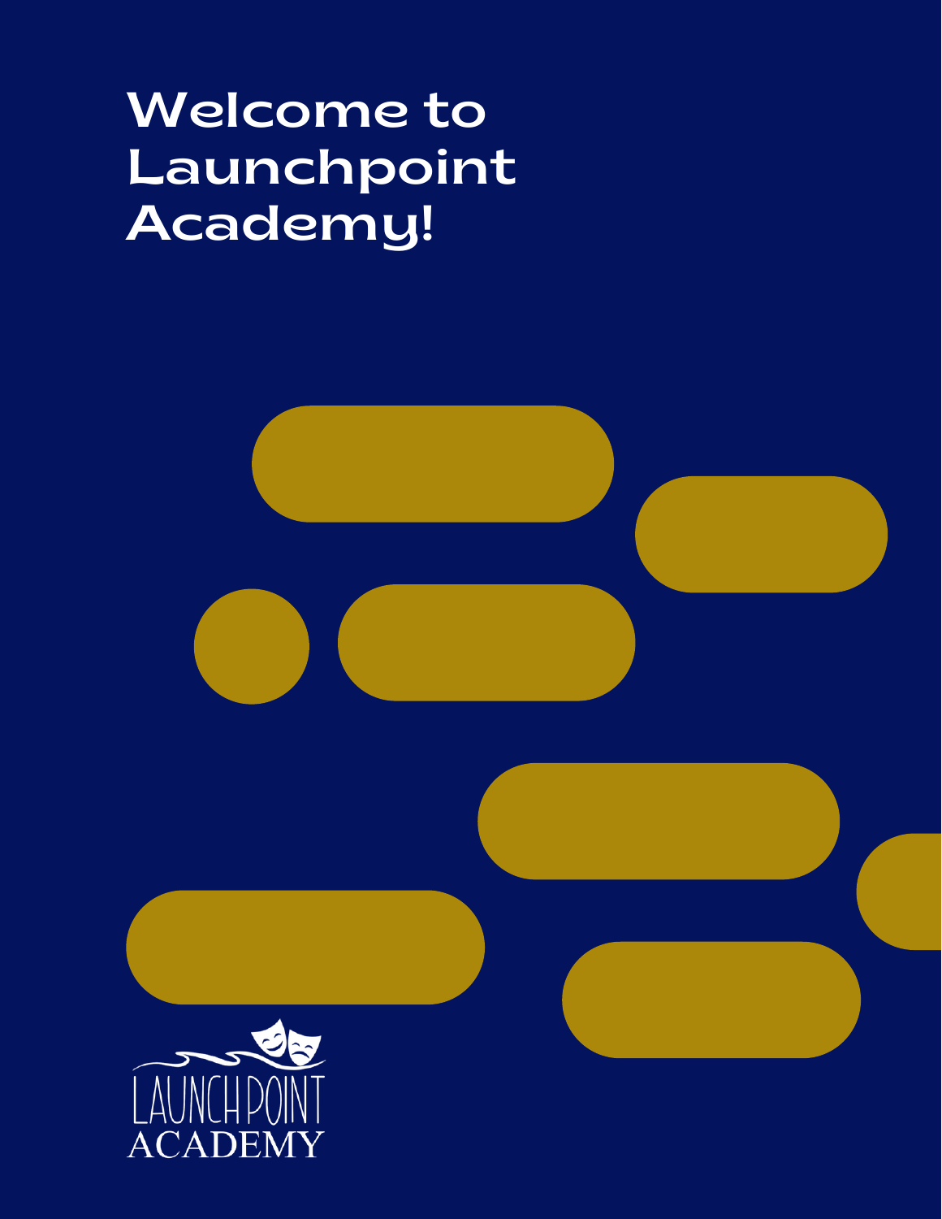# Welcome to Launchpoint Academy!

LAUNCHPOINT
ACADEMY